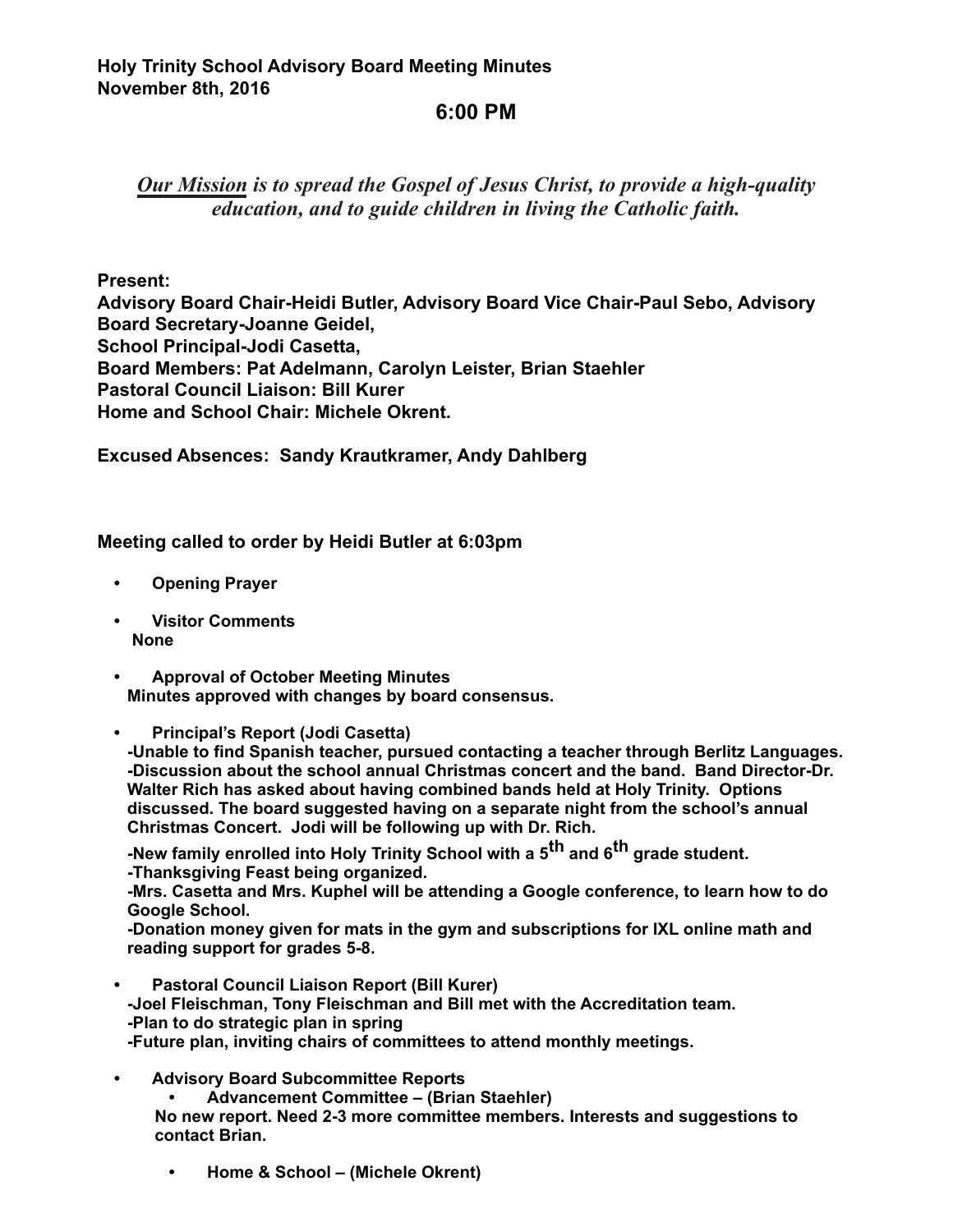**Holy Trinity School Advisory Board Meeting Minutes**
**November 8th, 2016**

**6:00 PM**

***<u>Our Mission</u> is to spread the Gospel of Jesus Christ, to provide a high-quality education, and to guide children in living the Catholic faith.***

**Present:**
**Advisory Board Chair-Heidi Butler, Advisory Board Vice Chair-Paul Sebo, Advisory Board Secretary-Joanne Geidel,**
**School Principal-Jodi Casetta,**
**Board Members: Pat Adelmann, Carolyn Leister, Brian Staehler**
**Pastoral Council Liaison: Bill Kurer**
**Home and School Chair: Michele Okrent.**

**Excused Absences: Sandy Krautkramer, Andy Dahlberg**

**Meeting called to order by Heidi Butler at 6:03pm**

- **Opening Prayer**
- **Visitor Comments**
  **None**
- **Approval of October Meeting Minutes**
  **Minutes approved with changes by board consensus.**
- **Principal's Report (Jodi Casetta)**
  **-Unable to find Spanish teacher, pursued contacting a teacher through Berlitz Languages.**
  **-Discussion about the school annual Christmas concert and the band. Band Director-Dr. Walter Rich has asked about having combined bands held at Holy Trinity. Options discussed. The board suggested having on a separate night from the school's annual Christmas Concert. Jodi will be following up with Dr. Rich.**
  **-New family enrolled into Holy Trinity School with a 5th and 6th grade student.**
  **-Thanksgiving Feast being organized.**
  **-Mrs. Casetta and Mrs. Kuphel will be attending a Google conference, to learn how to do Google School.**
  **-Donation money given for mats in the gym and subscriptions for IXL online math and reading support for grades 5-8.**
- **Pastoral Council Liaison Report (Bill Kurer)**
  **-Joel Fleischman, Tony Fleischman and Bill met with the Accreditation team.**
  **-Plan to do strategic plan in spring**
  **-Future plan, inviting chairs of committees to attend monthly meetings.**
- **Advisory Board Subcommittee Reports**
  - **Advancement Committee – (Brian Staehler)**
    **No new report. Need 2-3 more committee members. Interests and suggestions to contact Brian.**
  - **Home & School – (Michele Okrent)**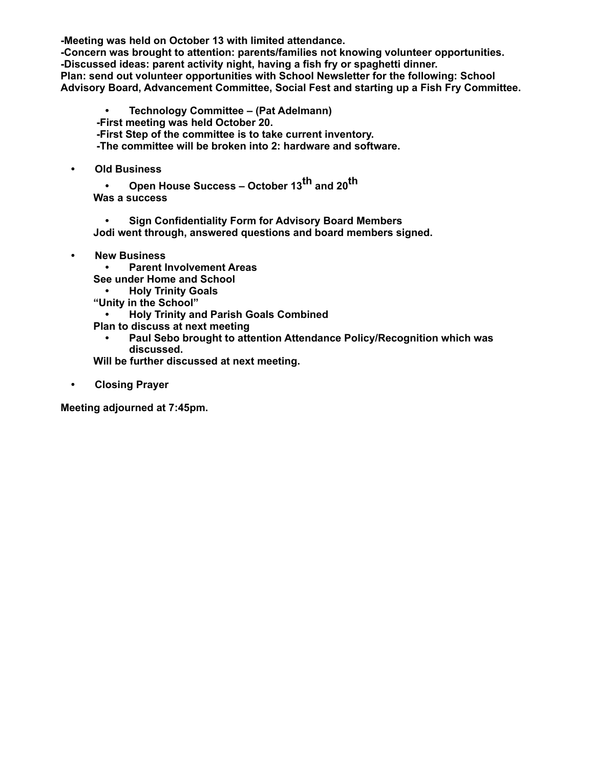-Meeting was held on October 13 with limited attendance.
-Concern was brought to attention: parents/families not knowing volunteer opportunities.
-Discussed ideas: parent activity night, having a fish fry or spaghetti dinner.
Plan: send out volunteer opportunities with School Newsletter for the following: School Advisory Board, Advancement Committee, Social Fest and starting up a Fish Fry Committee.

- Technology Committee – (Pat Adelmann)

-First meeting was held October 20.
-First Step of the committee is to take current inventory.
-The committee will be broken into 2: hardware and software.

- Old Business
  - Open House Success – October 13th and 20th

  Was a success

  - Sign Confidentiality Form for Advisory Board Members

  Jodi went through, answered questions and board members signed.

- New Business
  - Parent Involvement Areas

  See under Home and School

  - Holy Trinity Goals

  "Unity in the School"

  - Holy Trinity and Parish Goals Combined

  Plan to discuss at next meeting

  - Paul Sebo brought to attention Attendance Policy/Recognition which was discussed.

  Will be further discussed at next meeting.

- Closing Prayer

Meeting adjourned at 7:45pm.